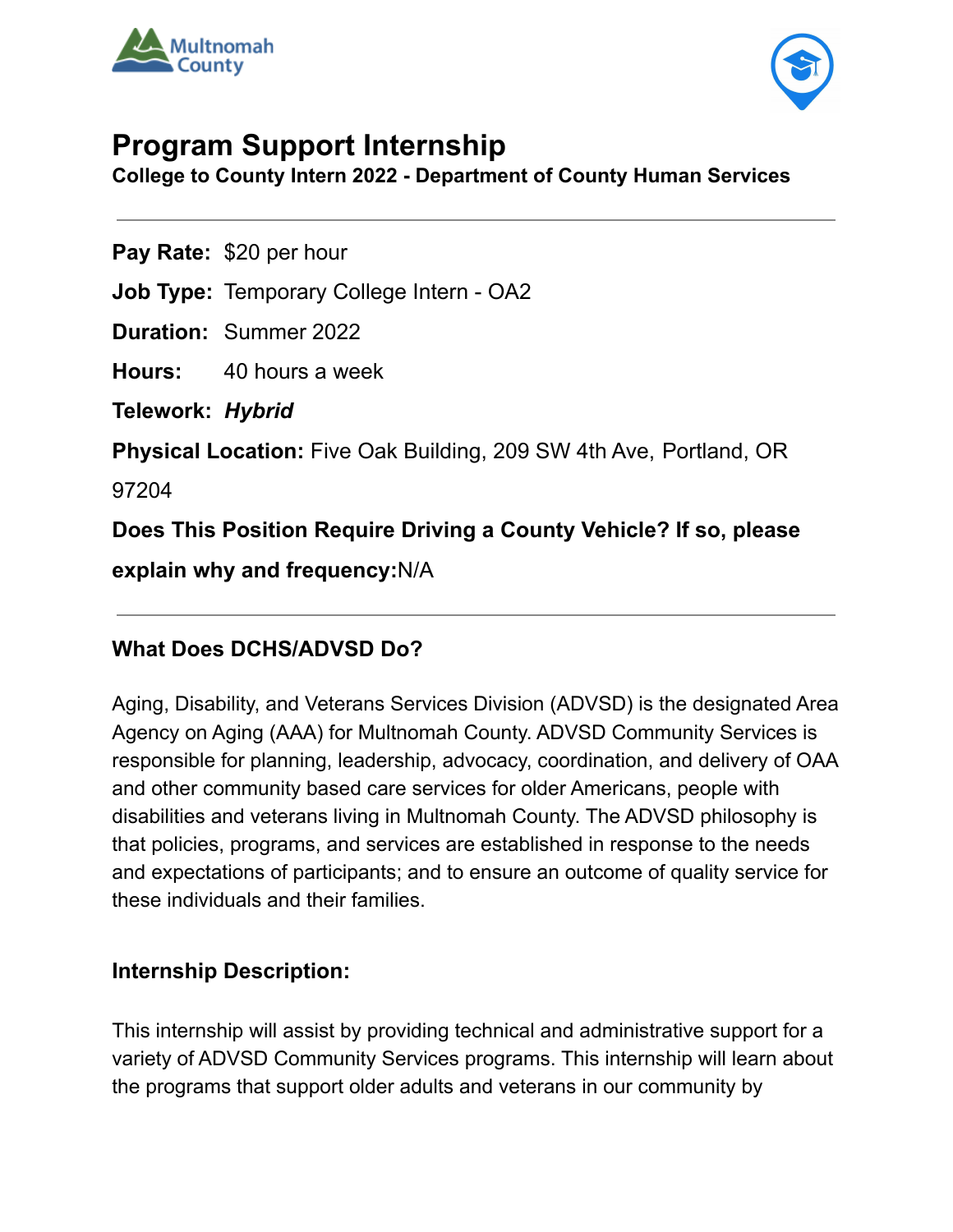# Program Support Internship

**College to County Intern 2022 - Department of County Human Services**

---

**Pay Rate:** $20 per hour

**Job Type:** Temporary College Intern - OA2

**Duration:** Summer 2022

**Hours:** 40 hours a week

**Telework:** ***Hybrid***

**Physical Location:** Five Oak Building, 209 SW 4th Ave, Portland, OR 97204

**Does This Position Require Driving a County Vehicle? If so, please explain why and frequency:** N/A

---

### What Does DCHS/ADVSD Do?

Aging, Disability, and Veterans Services Division (ADVSD) is the designated Area Agency on Aging (AAA) for Multnomah County. ADVSD Community Services is responsible for planning, leadership, advocacy, coordination, and delivery of OAA and other community based care services for older Americans, people with disabilities and veterans living in Multnomah County. The ADVSD philosophy is that policies, programs, and services are established in response to the needs and expectations of participants; and to ensure an outcome of quality service for these individuals and their families.

### Internship Description:

This internship will assist by providing technical and administrative support for a variety of ADVSD Community Services programs. This internship will learn about the programs that support older adults and veterans in our community by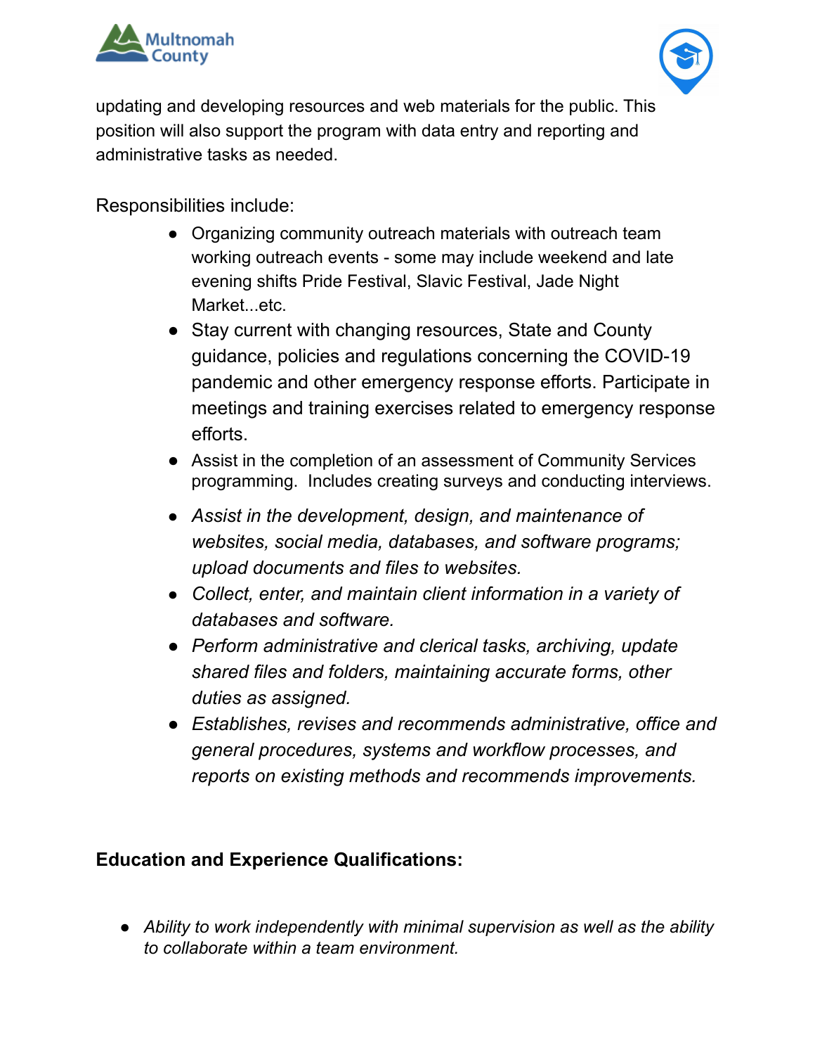updating and developing resources and web materials for the public. This position will also support the program with data entry and reporting and administrative tasks as needed.

Responsibilities include:

- Organizing community outreach materials with outreach team working outreach events - some may include weekend and late evening shifts Pride Festival, Slavic Festival, Jade Night Market...etc.
- Stay current with changing resources, State and County guidance, policies and regulations concerning the COVID-19 pandemic and other emergency response efforts. Participate in meetings and training exercises related to emergency response efforts.
- Assist in the completion of an assessment of Community Services programming. Includes creating surveys and conducting interviews.
- *Assist in the development, design, and maintenance of websites, social media, databases, and software programs; upload documents and files to websites.*
- *Collect, enter, and maintain client information in a variety of databases and software.*
- *Perform administrative and clerical tasks, archiving, update shared files and folders, maintaining accurate forms, other duties as assigned.*
- *Establishes, revises and recommends administrative, office and general procedures, systems and workflow processes, and reports on existing methods and recommends improvements.*

**Education and Experience Qualifications:**

- *Ability to work independently with minimal supervision as well as the ability to collaborate within a team environment.*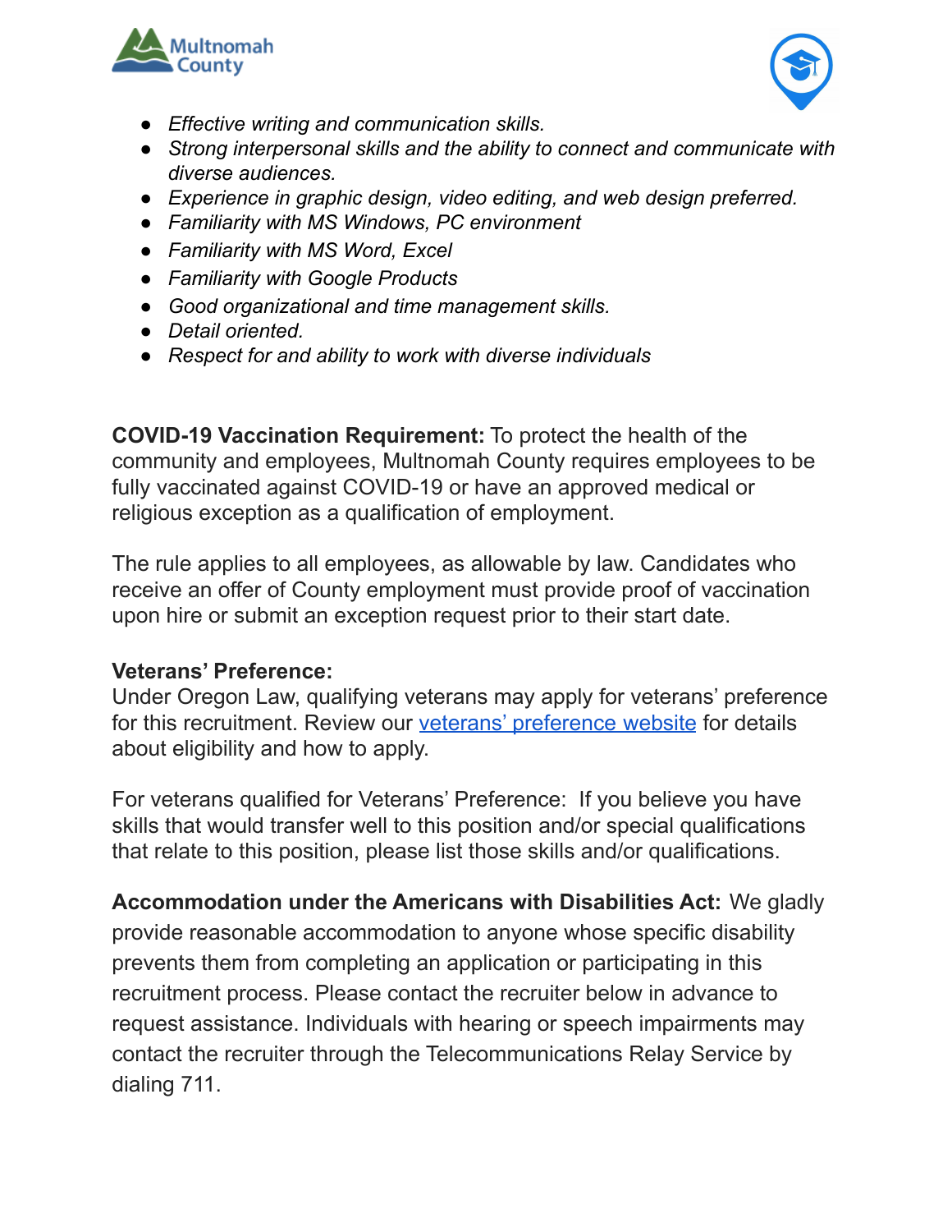- *Effective writing and communication skills.*
- *Strong interpersonal skills and the ability to connect and communicate with diverse audiences.*
- *Experience in graphic design, video editing, and web design preferred.*
- *Familiarity with MS Windows, PC environment*
- *Familiarity with MS Word, Excel*
- *Familiarity with Google Products*
- *Good organizational and time management skills.*
- *Detail oriented.*
- *Respect for and ability to work with diverse individuals*

**COVID-19 Vaccination Requirement:** To protect the health of the community and employees, Multnomah County requires employees to be fully vaccinated against COVID-19 or have an approved medical or religious exception as a qualification of employment.

The rule applies to all employees, as allowable by law. Candidates who receive an offer of County employment must provide proof of vaccination upon hire or submit an exception request prior to their start date.

**Veterans' Preference:**
Under Oregon Law, qualifying veterans may apply for veterans' preference for this recruitment. Review our veterans' preference website for details about eligibility and how to apply.

For veterans qualified for Veterans' Preference: If you believe you have skills that would transfer well to this position and/or special qualifications that relate to this position, please list those skills and/or qualifications.

**Accommodation under the Americans with Disabilities Act:** We gladly provide reasonable accommodation to anyone whose specific disability prevents them from completing an application or participating in this recruitment process. Please contact the recruiter below in advance to request assistance. Individuals with hearing or speech impairments may contact the recruiter through the Telecommunications Relay Service by dialing 711.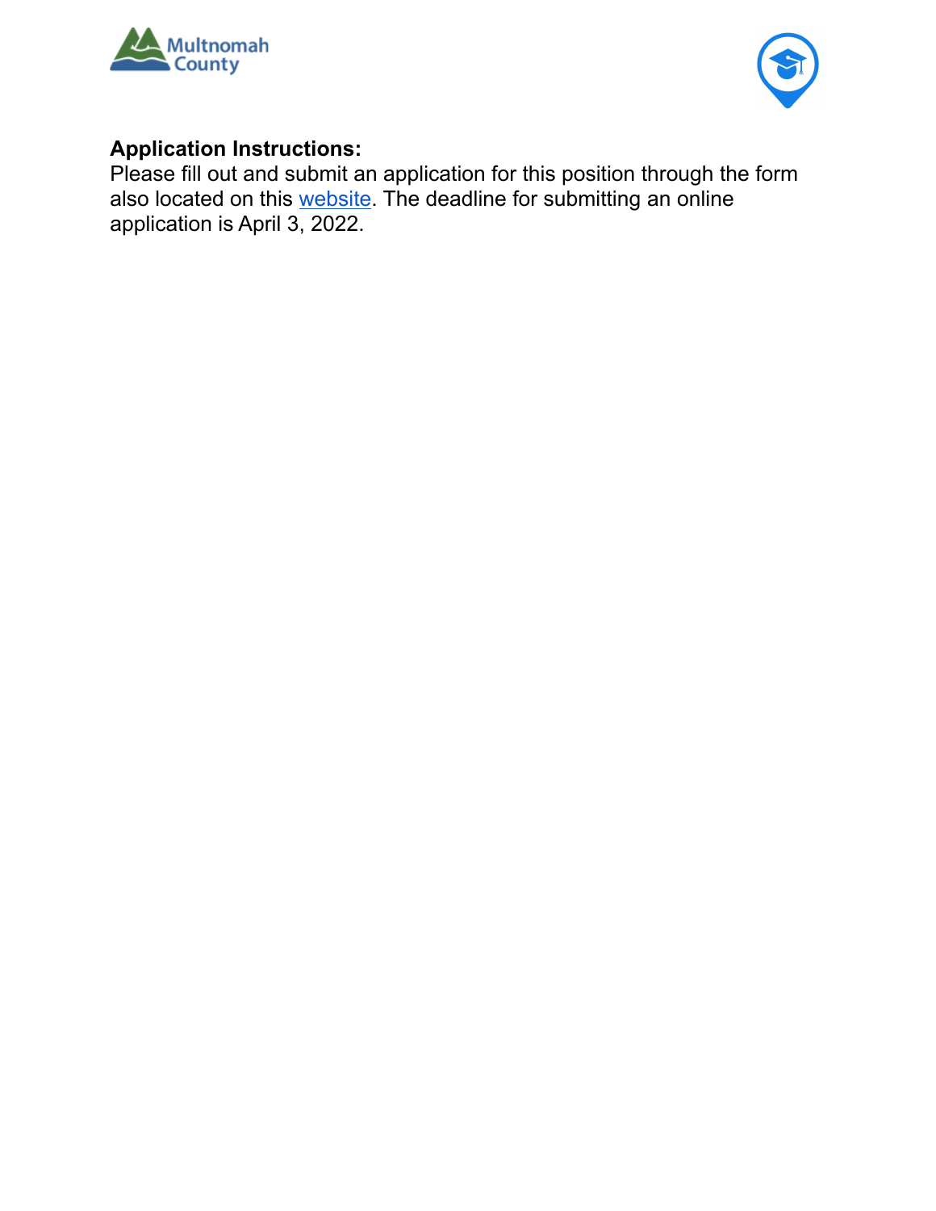**Application Instructions:**

Please fill out and submit an application for this position through the form also located on this website. The deadline for submitting an online application is April 3, 2022.